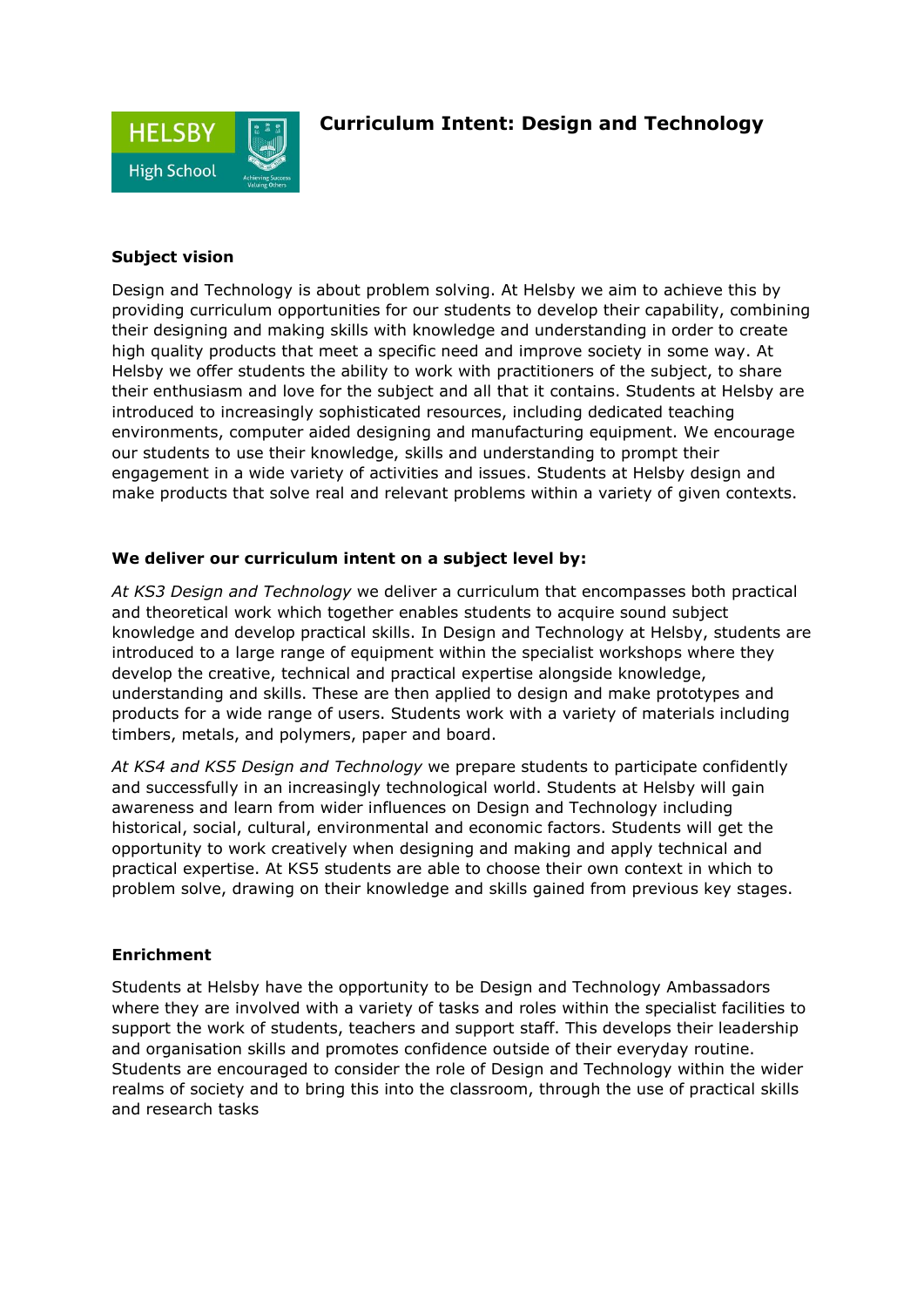# Curriculum Intent: Design and Technology

### Subject vision

Design and Technology is about problem solving. At Helsby we aim to achieve this by providing curriculum opportunities for our students to develop their capability, combining their designing and making skills with knowledge and understanding in order to create high quality products that meet a specific need and improve society in some way. At Helsby we offer students the ability to work with practitioners of the subject, to share their enthusiasm and love for the subject and all that it contains. Students at Helsby are introduced to increasingly sophisticated resources, including dedicated teaching environments, computer aided designing and manufacturing equipment. We encourage our students to use their knowledge, skills and understanding to prompt their engagement in a wide variety of activities and issues. Students at Helsby design and make products that solve real and relevant problems within a variety of given contexts.

### We deliver our curriculum intent on a subject level by:

*At KS3 Design and Technology* we deliver a curriculum that encompasses both practical and theoretical work which together enables students to acquire sound subject knowledge and develop practical skills. In Design and Technology at Helsby, students are introduced to a large range of equipment within the specialist workshops where they develop the creative, technical and practical expertise alongside knowledge, understanding and skills. These are then applied to design and make prototypes and products for a wide range of users. Students work with a variety of materials including timbers, metals, and polymers, paper and board.

*At KS4 and KS5 Design and Technology* we prepare students to participate confidently and successfully in an increasingly technological world. Students at Helsby will gain awareness and learn from wider influences on Design and Technology including historical, social, cultural, environmental and economic factors. Students will get the opportunity to work creatively when designing and making and apply technical and practical expertise. At KS5 students are able to choose their own context in which to problem solve, drawing on their knowledge and skills gained from previous key stages.

### Enrichment

Students at Helsby have the opportunity to be Design and Technology Ambassadors where they are involved with a variety of tasks and roles within the specialist facilities to support the work of students, teachers and support staff. This develops their leadership and organisation skills and promotes confidence outside of their everyday routine. Students are encouraged to consider the role of Design and Technology within the wider realms of society and to bring this into the classroom, through the use of practical skills and research tasks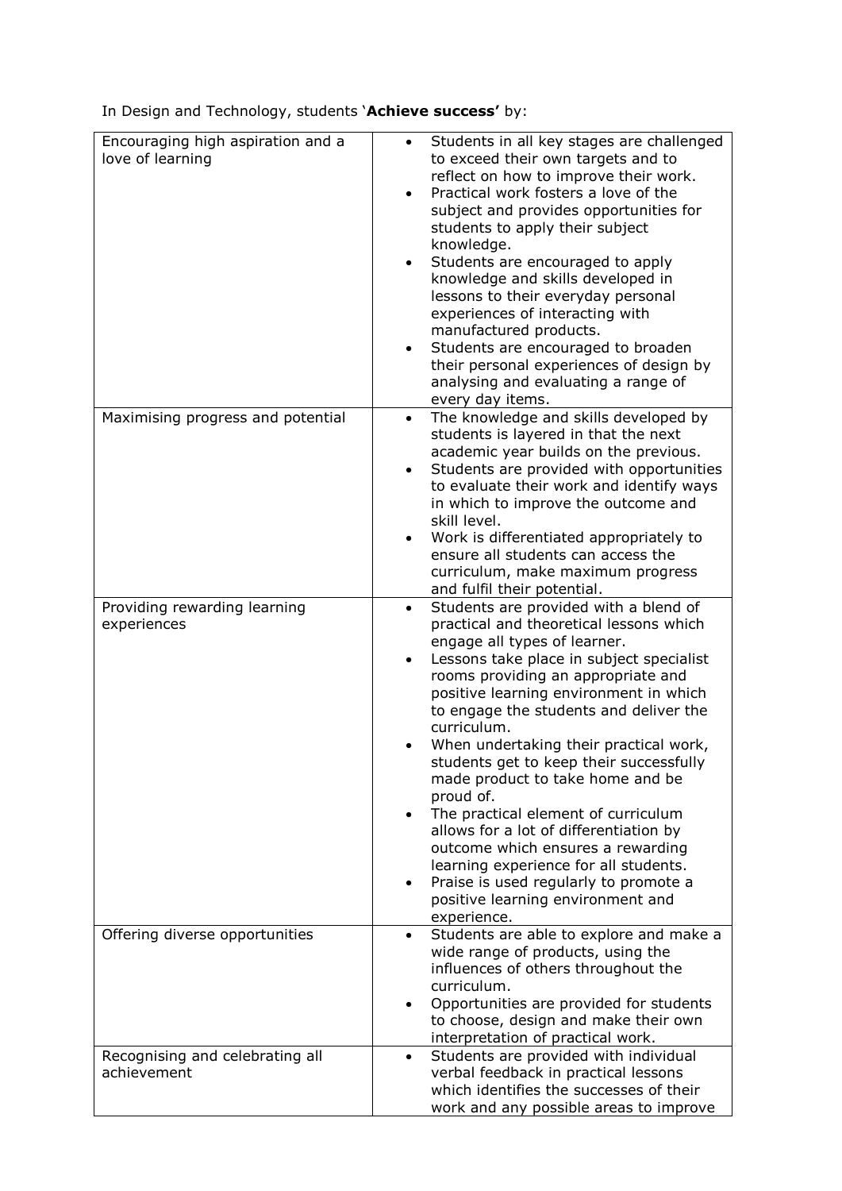In Design and Technology, students '**Achieve success**' by:

| | |
|---|---|
| Encouraging high aspiration and a love of learning | • Students in all key stages are challenged to exceed their own targets and to reflect on how to improve their work.<br>• Practical work fosters a love of the subject and provides opportunities for students to apply their subject knowledge.<br>• Students are encouraged to apply knowledge and skills developed in lessons to their everyday personal experiences of interacting with manufactured products.<br>• Students are encouraged to broaden their personal experiences of design by analysing and evaluating a range of every day items. |
| Maximising progress and potential | • The knowledge and skills developed by students is layered in that the next academic year builds on the previous.<br>• Students are provided with opportunities to evaluate their work and identify ways in which to improve the outcome and skill level.<br>• Work is differentiated appropriately to ensure all students can access the curriculum, make maximum progress and fulfil their potential. |
| Providing rewarding learning experiences | • Students are provided with a blend of practical and theoretical lessons which engage all types of learner.<br>• Lessons take place in subject specialist rooms providing an appropriate and positive learning environment in which to engage the students and deliver the curriculum.<br>• When undertaking their practical work, students get to keep their successfully made product to take home and be proud of.<br>• The practical element of curriculum allows for a lot of differentiation by outcome which ensures a rewarding learning experience for all students.<br>• Praise is used regularly to promote a positive learning environment and experience. |
| Offering diverse opportunities | • Students are able to explore and make a wide range of products, using the influences of others throughout the curriculum.<br>• Opportunities are provided for students to choose, design and make their own interpretation of practical work. |
| Recognising and celebrating all achievement | • Students are provided with individual verbal feedback in practical lessons which identifies the successes of their work and any possible areas to improve |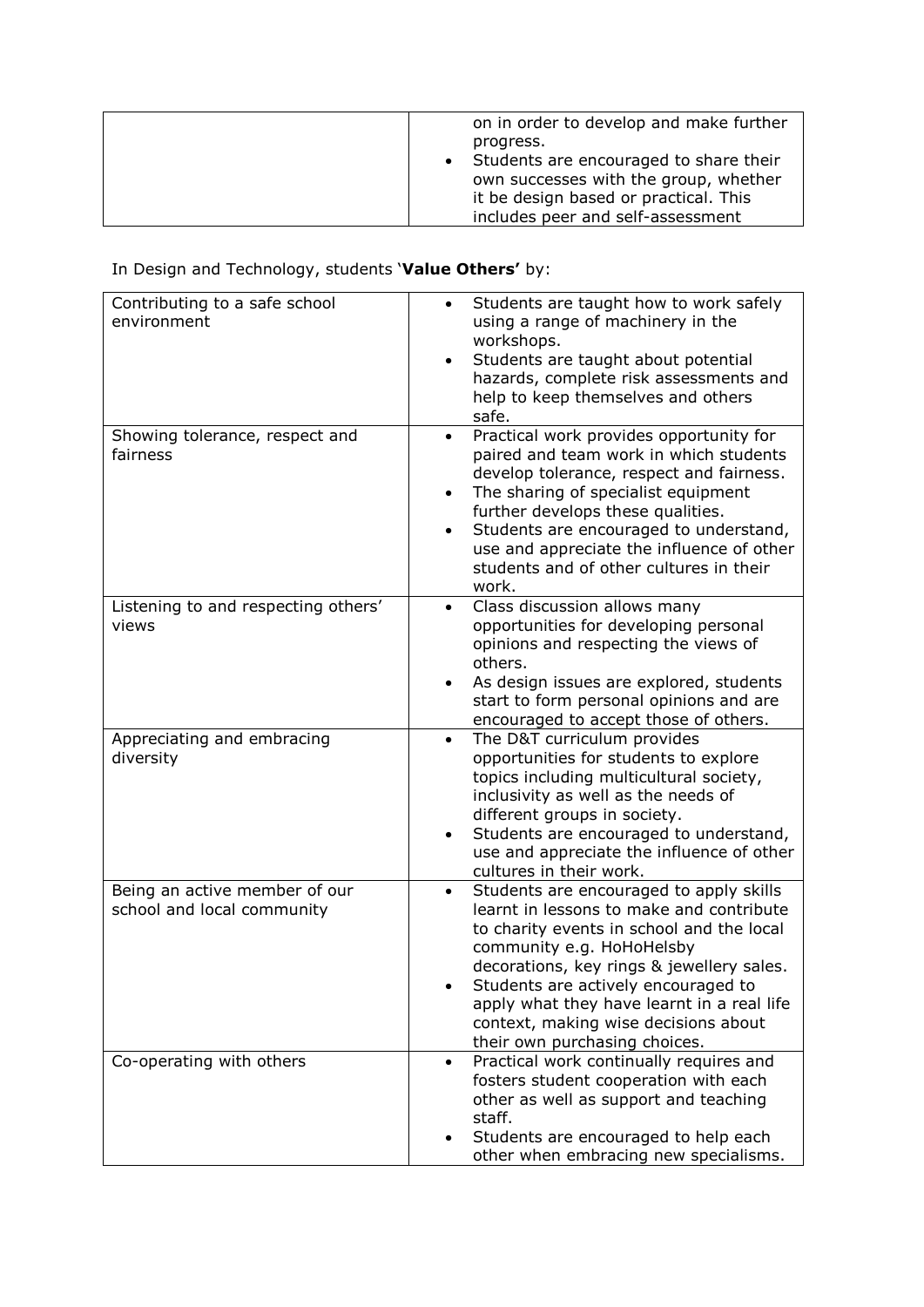| | |
|---|---|
| | on in order to develop and make further progress.<br>• Students are encouraged to share their own successes with the group, whether it be design based or practical. This includes peer and self-assessment |

In Design and Technology, students '**Value Others'** by:

| | |
|---|---|
| Contributing to a safe school environment | • Students are taught how to work safely using a range of machinery in the workshops.<br>• Students are taught about potential hazards, complete risk assessments and help to keep themselves and others safe. |
| Showing tolerance, respect and fairness | • Practical work provides opportunity for paired and team work in which students develop tolerance, respect and fairness.<br>• The sharing of specialist equipment further develops these qualities.<br>• Students are encouraged to understand, use and appreciate the influence of other students and of other cultures in their work. |
| Listening to and respecting others' views | • Class discussion allows many opportunities for developing personal opinions and respecting the views of others.<br>• As design issues are explored, students start to form personal opinions and are encouraged to accept those of others. |
| Appreciating and embracing diversity | • The D&T curriculum provides opportunities for students to explore topics including multicultural society, inclusivity as well as the needs of different groups in society.<br>• Students are encouraged to understand, use and appreciate the influence of other cultures in their work. |
| Being an active member of our school and local community | • Students are encouraged to apply skills learnt in lessons to make and contribute to charity events in school and the local community e.g. HoHoHelsby decorations, key rings & jewellery sales.<br>• Students are actively encouraged to apply what they have learnt in a real life context, making wise decisions about their own purchasing choices. |
| Co-operating with others | • Practical work continually requires and fosters student cooperation with each other as well as support and teaching staff.<br>• Students are encouraged to help each other when embracing new specialisms. |